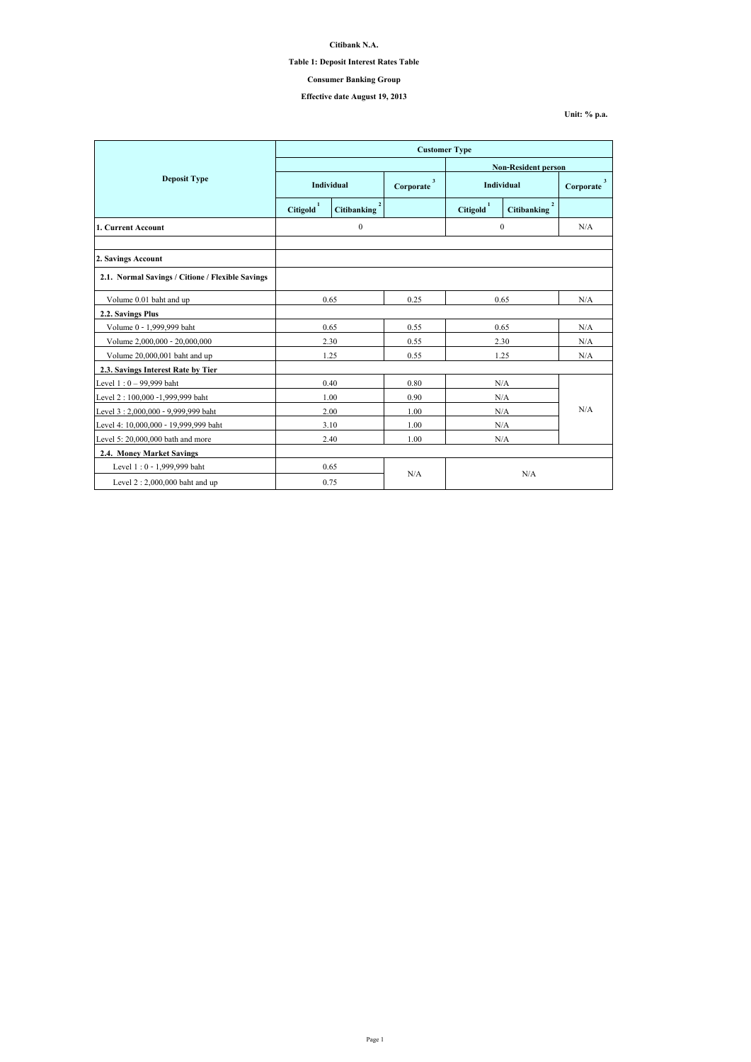**Citibank N.A.**

**Table 1: Deposit Interest Rates Table**

**Consumer Banking Group**

**Effective date August 19, 2013**

**Unit: % p.a.**

| Deposit Type | Customer Type | | | | | |
|---|---|---|---|---|---|---|
| | | | | Non-Resident person | | |
| | Individual | | Corporate [3] | Individual | | Corporate [3] |
| | Citigold [1] | Citibanking [2] | | Citigold [1] | Citibanking [2] | |
| **1. Current Account** | 0 | | | 0 | | N/A |
| | | | | | | |
| **2. Savings Account** | | | | | | |
| **2.1. Normal Savings / Citione / Flexible Savings** | | | | | | |
| Volume 0.01 baht and up | 0.65 | | 0.25 | 0.65 | | N/A |
| **2.2. Savings Plus** | | | | | | |
| Volume 0 - 1,999,999 baht | 0.65 | | 0.55 | 0.65 | | N/A |
| Volume 2,000,000 - 20,000,000 | 2.30 | | 0.55 | 2.30 | | N/A |
| Volume 20,000,001 baht and up | 1.25 | | 0.55 | 1.25 | | N/A |
| **2.3. Savings Interest Rate by Tier** | | | | | | |
| Level 1 : 0 – 99,999 baht | 0.40 | | 0.80 | N/A | | N/A |
| Level 2 : 100,000 -1,999,999 baht | 1.00 | | 0.90 | N/A | | |
| Level 3 : 2,000,000 - 9,999,999 baht | 2.00 | | 1.00 | N/A | | |
| Level 4: 10,000,000 - 19,999,999 baht | 3.10 | | 1.00 | N/A | | |
| Level 5: 20,000,000 bath and more | 2.40 | | 1.00 | N/A | | |
| **2.4. Money Market Savings** | | | | | | |
| Level 1 : 0 - 1,999,999 baht | 0.65 | | N/A | N/A | | |
| Level 2 : 2,000,000 baht and up | 0.75 | | | | | |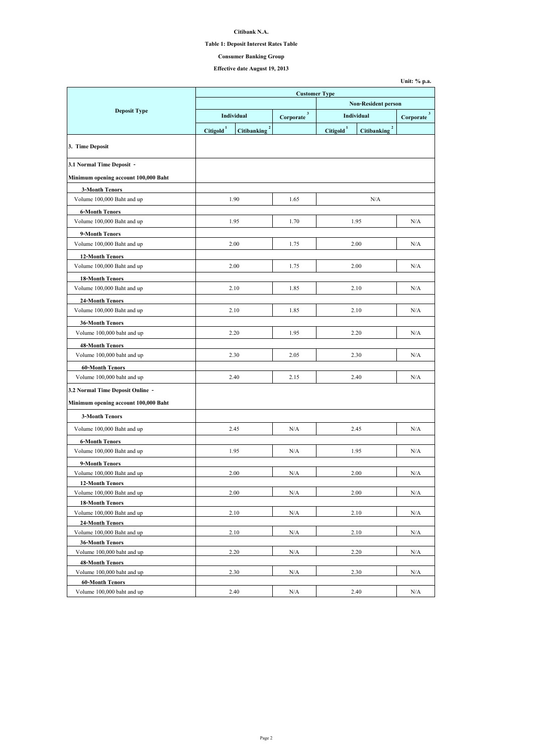**Citibank N.A.**

**Table 1: Deposit Interest Rates Table**

**Consumer Banking Group**

**Effective date August 19, 2013**

Unit: % p.a.

| Deposit Type | Customer Type | | | | | |
|---|---|---|---|---|---|---|
| | | | | Non-Resident person | | |
| | Individual | | Corporate [3] | Individual | | Corporate [3] |
| | Citigold [1] | Citibanking [2] | | Citigold [1] | Citibanking [2] | |
| **3. Time Deposit** | | | | | | |
| **3.1 Normal Time Deposit -** | | | | | | |
| **Minimum opening account 100,000 Baht** | | | | | | |
| **3-Month Tenors** | | | | | | |
| Volume 100,000 Baht and up | 1.90 | | 1.65 | N/A | | |
| **6-Month Tenors** | | | | | | |
| Volume 100,000 Baht and up | 1.95 | | 1.70 | 1.95 | | N/A |
| **9-Month Tenors** | | | | | | |
| Volume 100,000 Baht and up | 2.00 | | 1.75 | 2.00 | | N/A |
| **12-Month Tenors** | | | | | | |
| Volume 100,000 Baht and up | 2.00 | | 1.75 | 2.00 | | N/A |
| **18-Month Tenors** | | | | | | |
| Volume 100,000 Baht and up | 2.10 | | 1.85 | 2.10 | | N/A |
| **24-Month Tenors** | | | | | | |
| Volume 100,000 Baht and up | 2.10 | | 1.85 | 2.10 | | N/A |
| **36-Month Tenors** | | | | | | |
| Volume 100,000 baht and up | 2.20 | | 1.95 | 2.20 | | N/A |
| **48-Month Tenors** | | | | | | |
| Volume 100,000 baht and up | 2.30 | | 2.05 | 2.30 | | N/A |
| **60-Month Tenors** | | | | | | |
| Volume 100,000 baht and up | 2.40 | | 2.15 | 2.40 | | N/A |
| **3.2 Normal Time Deposit Online -** | | | | | | |
| **Minimum opening account 100,000 Baht** | | | | | | |
| **3-Month Tenors** | | | | | | |
| Volume 100,000 Baht and up | 2.45 | | N/A | 2.45 | | N/A |
| **6-Month Tenors** | | | | | | |
| Volume 100,000 Baht and up | 1.95 | | N/A | 1.95 | | N/A |
| **9-Month Tenors** | | | | | | |
| Volume 100,000 Baht and up | 2.00 | | N/A | 2.00 | | N/A |
| **12-Month Tenors** | | | | | | |
| Volume 100,000 Baht and up | 2.00 | | N/A | 2.00 | | N/A |
| **18-Month Tenors** | | | | | | |
| Volume 100,000 Baht and up | 2.10 | | N/A | 2.10 | | N/A |
| **24-Month Tenors** | | | | | | |
| Volume 100,000 Baht and up | 2.10 | | N/A | 2.10 | | N/A |
| **36-Month Tenors** | | | | | | |
| Volume 100,000 baht and up | 2.20 | | N/A | 2.20 | | N/A |
| **48-Month Tenors** | | | | | | |
| Volume 100,000 baht and up | 2.30 | | N/A | 2.30 | | N/A |
| **60-Month Tenors** | | | | | | |
| Volume 100,000 baht and up | 2.40 | | N/A | 2.40 | | N/A |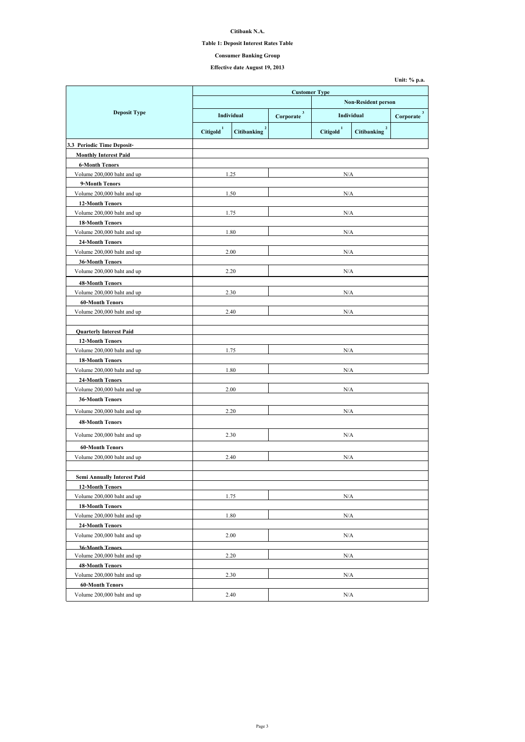**Citibank N.A.**

**Table 1: Deposit Interest Rates Table**

**Consumer Banking Group**

**Effective date August 19, 2013**

**Unit: % p.a.**

| Deposit Type | Customer Type | | | | | |
|---|---|---|---|---|---|---|
| | | | | Non-Resident person | | |
| | Individual | | Corporate [3] | Individual | | Corporate [3] |
| | Citigold [1] | Citibanking [2] | | Citigold [1] | Citibanking [2] | |
| **3.3 Periodic Time Deposit-** | | | | | | |
| **Monthly Interest Paid** | | | | | | |
| **6-Month Tenors** | | | | | | |
| Volume 200,000 baht and up | 1.25 | | N/A | | | |
| **9-Month Tenors** | | | | | | |
| Volume 200,000 baht and up | 1.50 | | N/A | | | |
| **12-Month Tenors** | | | | | | |
| Volume 200,000 baht and up | 1.75 | | N/A | | | |
| **18-Month Tenors** | | | | | | |
| Volume 200,000 baht and up | 1.80 | | N/A | | | |
| **24-Month Tenors** | | | | | | |
| Volume 200,000 baht and up | 2.00 | | N/A | | | |
| **36-Month Tenors** | | | | | | |
| Volume 200,000 baht and up | 2.20 | | N/A | | | |
| **48-Month Tenors** | | | | | | |
| Volume 200,000 baht and up | 2.30 | | N/A | | | |
| **60-Month Tenors** | | | | | | |
| Volume 200,000 baht and up | 2.40 | | N/A | | | |
| | | | | | | |
| **Quarterly Interest Paid** | | | | | | |
| **12-Month Tenors** | | | | | | |
| Volume 200,000 baht and up | 1.75 | | N/A | | | |
| **18-Month Tenors** | | | | | | |
| Volume 200,000 baht and up | 1.80 | | N/A | | | |
| **24-Month Tenors** | | | | | | |
| Volume 200,000 baht and up | 2.00 | | N/A | | | |
| **36-Month Tenors** | | | | | | |
| Volume 200,000 baht and up | 2.20 | | N/A | | | |
| **48-Month Tenors** | | | | | | |
| Volume 200,000 baht and up | 2.30 | | N/A | | | |
| **60-Month Tenors** | | | | | | |
| Volume 200,000 baht and up | 2.40 | | N/A | | | |
| | | | | | | |
| **Semi Annually Interest Paid** | | | | | | |
| **12-Month Tenors** | | | | | | |
| Volume 200,000 baht and up | 1.75 | | N/A | | | |
| **18-Month Tenors** | | | | | | |
| Volume 200,000 baht and up | 1.80 | | N/A | | | |
| **24-Month Tenors** | | | | | | |
| Volume 200,000 baht and up | 2.00 | | N/A | | | |
| **36-Month Tenors** | | | | | | |
| Volume 200,000 baht and up | 2.20 | | N/A | | | |
| **48-Month Tenors** | | | | | | |
| Volume 200,000 baht and up | 2.30 | | N/A | | | |
| **60-Month Tenors** | | | | | | |
| Volume 200,000 baht and up | 2.40 | | N/A | | | |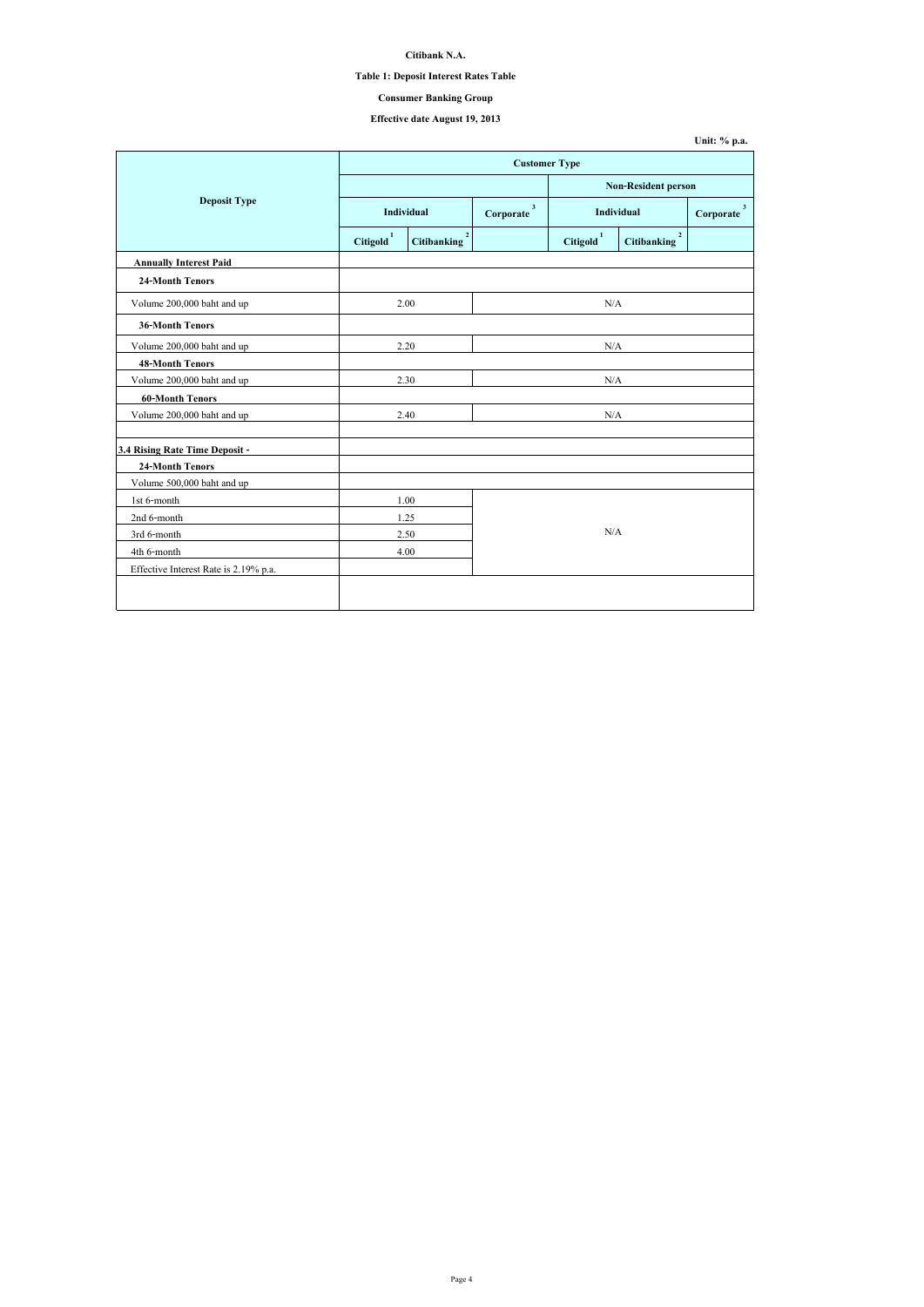**Citibank N.A.**

**Table 1: Deposit Interest Rates Table**

**Consumer Banking Group**

**Effective date August 19, 2013**

**Unit: % p.a.**

| Deposit Type | Customer Type | | | | | |
|---|---|---|---|---|---|---|
| | | | | Non-Resident person | | |
| | Individual | | Corporate [3] | Individual | | Corporate [3] |
| | Citigold [1] | Citibanking [2] | | Citigold [1] | Citibanking [2] | |
| **Annually Interest Paid** | | | | | | |
| **24-Month Tenors** | | | | | | |
| Volume 200,000 baht and up | 2.00 | | N/A | | | |
| **36-Month Tenors** | | | | | | |
| Volume 200,000 baht and up | 2.20 | | N/A | | | |
| **48-Month Tenors** | | | | | | |
| Volume 200,000 baht and up | 2.30 | | N/A | | | |
| **60-Month Tenors** | | | | | | |
| Volume 200,000 baht and up | 2.40 | | N/A | | | |
| | | | | | | |
| **3.4 Rising Rate Time Deposit -** | | | | | | |
| **24-Month Tenors** | | | | | | |
| Volume 500,000 baht and up | | | | | | |
| 1st 6-month | 1.00 | | N/A | | | |
| 2nd 6-month | 1.25 | | | | | |
| 3rd 6-month | 2.50 | | | | | |
| 4th 6-month | 4.00 | | | | | |
| Effective Interest Rate is 2.19% p.a. | | | | | | |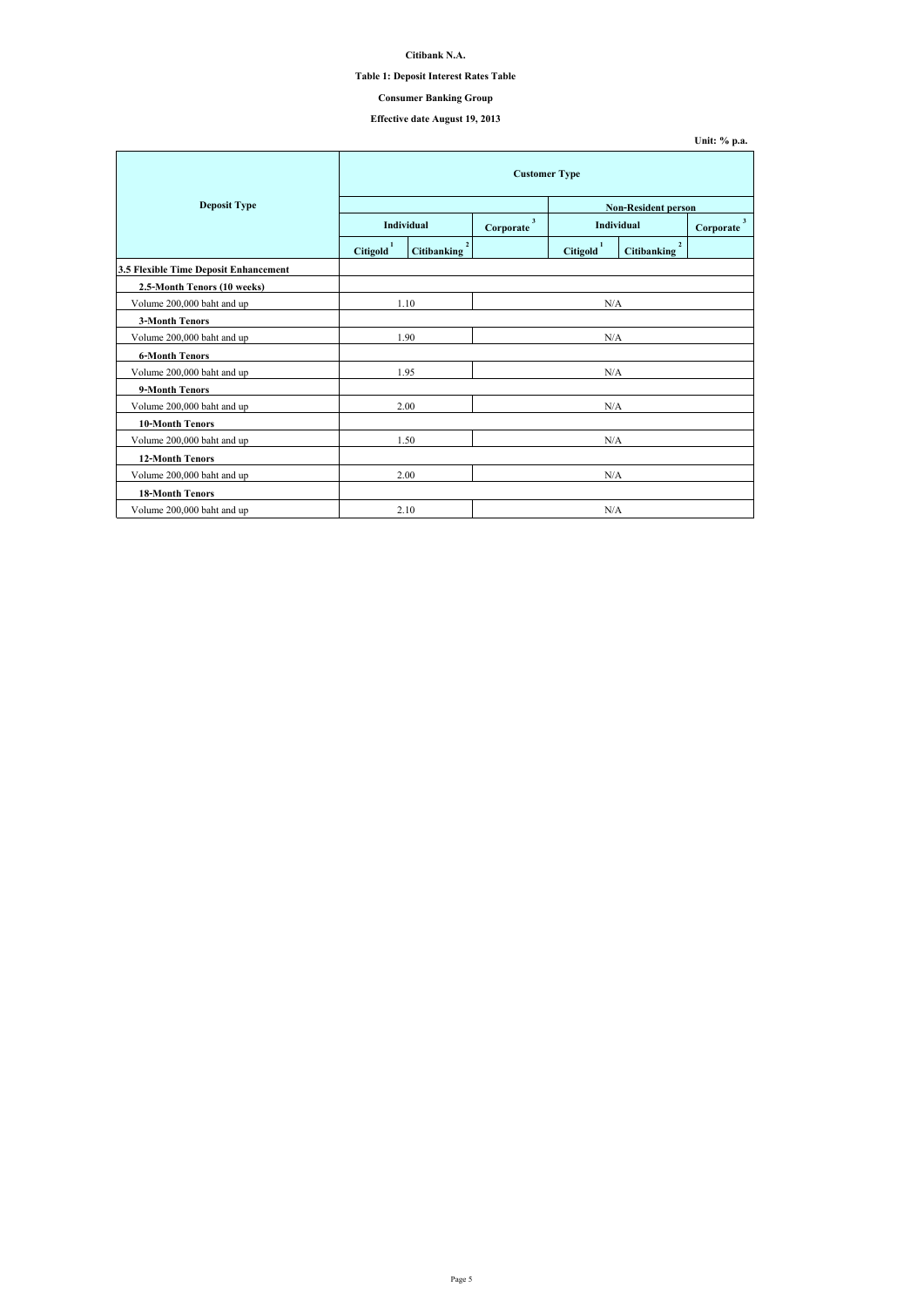**Citibank N.A.**

**Table 1: Deposit Interest Rates Table**

**Consumer Banking Group**

**Effective date August 19, 2013**

**Unit: % p.a.**

| Deposit Type | Customer Type | | | | | |
|---|---|---|---|---|---|---|
| | | | | Non-Resident person | | |
| | Individual | | Corporate [3] | Individual | | Corporate [3] |
| | Citigold [1] | Citibanking [2] | | Citigold [1] | Citibanking [2] | |
| **3.5 Flexible Time Deposit Enhancement** | | | | | | |
| **2.5-Month Tenors (10 weeks)** | | | | | | |
| Volume 200,000 baht and up | 1.10 | | N/A | | | |
| **3-Month Tenors** | | | | | | |
| Volume 200,000 baht and up | 1.90 | | N/A | | | |
| **6-Month Tenors** | | | | | | |
| Volume 200,000 baht and up | 1.95 | | N/A | | | |
| **9-Month Tenors** | | | | | | |
| Volume 200,000 baht and up | 2.00 | | N/A | | | |
| **10-Month Tenors** | | | | | | |
| Volume 200,000 baht and up | 1.50 | | N/A | | | |
| **12-Month Tenors** | | | | | | |
| Volume 200,000 baht and up | 2.00 | | N/A | | | |
| **18-Month Tenors** | | | | | | |
| Volume 200,000 baht and up | 2.10 | | N/A | | | |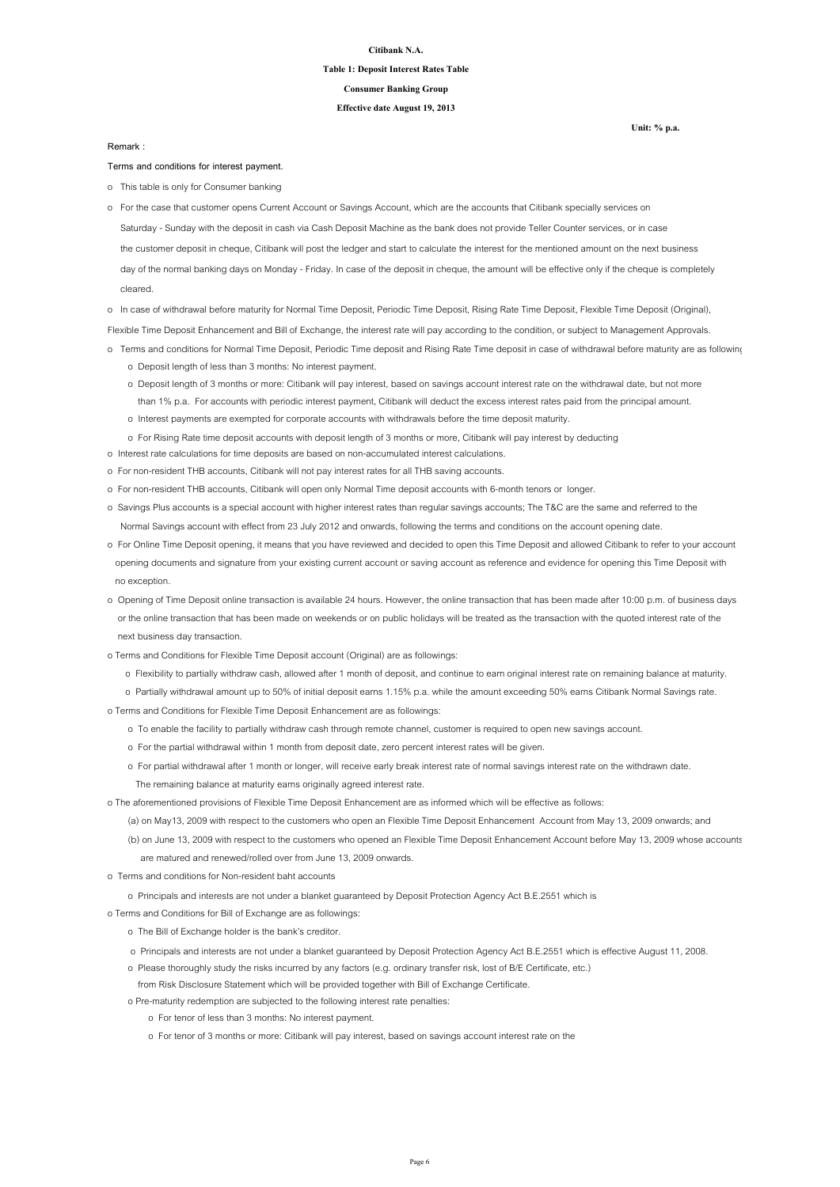**Citibank N.A.**

**Table 1: Deposit Interest Rates Table**

**Consumer Banking Group**

**Effective date August 19, 2013**

**Unit: % p.a.**

Remark :

Terms and conditions for interest payment.

- This table is only for Consumer banking
- For the case that customer opens Current Account or Savings Account, which are the accounts that Citibank specially services on Saturday - Sunday with the deposit in cash via Cash Deposit Machine as the bank does not provide Teller Counter services, or in case the customer deposit in cheque, Citibank will post the ledger and start to calculate the interest for the mentioned amount on the next business day of the normal banking days on Monday - Friday. In case of the deposit in cheque, the amount will be effective only if the cheque is completely cleared.
- In case of withdrawal before maturity for Normal Time Deposit, Periodic Time Deposit, Rising Rate Time Deposit, Flexible Time Deposit (Original), Flexible Time Deposit Enhancement and Bill of Exchange, the interest rate will pay according to the condition, or subject to Management Approvals.
- Terms and conditions for Normal Time Deposit, Periodic Time deposit and Rising Rate Time deposit in case of withdrawal before maturity are as following
  - Deposit length of less than 3 months: No interest payment.
  - Deposit length of 3 months or more: Citibank will pay interest, based on savings account interest rate on the withdrawal date, but not more than 1% p.a. For accounts with periodic interest payment, Citibank will deduct the excess interest rates paid from the principal amount.
  - Interest payments are exempted for corporate accounts with withdrawals before the time deposit maturity.
  - For Rising Rate time deposit accounts with deposit length of 3 months or more, Citibank will pay interest by deducting
- Interest rate calculations for time deposits are based on non-accumulated interest calculations.
- For non-resident THB accounts, Citibank will not pay interest rates for all THB saving accounts.
- For non-resident THB accounts, Citibank will open only Normal Time deposit accounts with 6-month tenors or longer.
- Savings Plus accounts is a special account with higher interest rates than regular savings accounts; The T&C are the same and referred to the Normal Savings account with effect from 23 July 2012 and onwards, following the terms and conditions on the account opening date.
- For Online Time Deposit opening, it means that you have reviewed and decided to open this Time Deposit and allowed Citibank to refer to your account opening documents and signature from your existing current account or saving account as reference and evidence for opening this Time Deposit with no exception.
- Opening of Time Deposit online transaction is available 24 hours. However, the online transaction that has been made after 10:00 p.m. of business days or the online transaction that has been made on weekends or on public holidays will be treated as the transaction with the quoted interest rate of the next business day transaction.
- Terms and Conditions for Flexible Time Deposit account (Original) are as followings:
  - Flexibility to partially withdraw cash, allowed after 1 month of deposit, and continue to earn original interest rate on remaining balance at maturity.
  - Partially withdrawal amount up to 50% of initial deposit earns 1.15% p.a. while the amount exceeding 50% earns Citibank Normal Savings rate.
- Terms and Conditions for Flexible Time Deposit Enhancement are as followings:
  - To enable the facility to partially withdraw cash through remote channel, customer is required to open new savings account.
  - For the partial withdrawal within 1 month from deposit date, zero percent interest rates will be given.
  - For partial withdrawal after 1 month or longer, will receive early break interest rate of normal savings interest rate on the withdrawn date. The remaining balance at maturity earns originally agreed interest rate.
- The aforementioned provisions of Flexible Time Deposit Enhancement are as informed which will be effective as follows:
  - (a) on May13, 2009 with respect to the customers who open an Flexible Time Deposit Enhancement Account from May 13, 2009 onwards; and
  - (b) on June 13, 2009 with respect to the customers who opened an Flexible Time Deposit Enhancement Account before May 13, 2009 whose accounts are matured and renewed/rolled over from June 13, 2009 onwards.
- Terms and conditions for Non-resident baht accounts
  - Principals and interests are not under a blanket guaranteed by Deposit Protection Agency Act B.E.2551 which is
- Terms and Conditions for Bill of Exchange are as followings:
  - The Bill of Exchange holder is the bank's creditor.
  - Principals and interests are not under a blanket guaranteed by Deposit Protection Agency Act B.E.2551 which is effective August 11, 2008.
  - Please thoroughly study the risks incurred by any factors (e.g. ordinary transfer risk, lost of B/E Certificate, etc.) from Risk Disclosure Statement which will be provided together with Bill of Exchange Certificate.
  - Pre-maturity redemption are subjected to the following interest rate penalties:
    - For tenor of less than 3 months: No interest payment.
    - For tenor of 3 months or more: Citibank will pay interest, based on savings account interest rate on the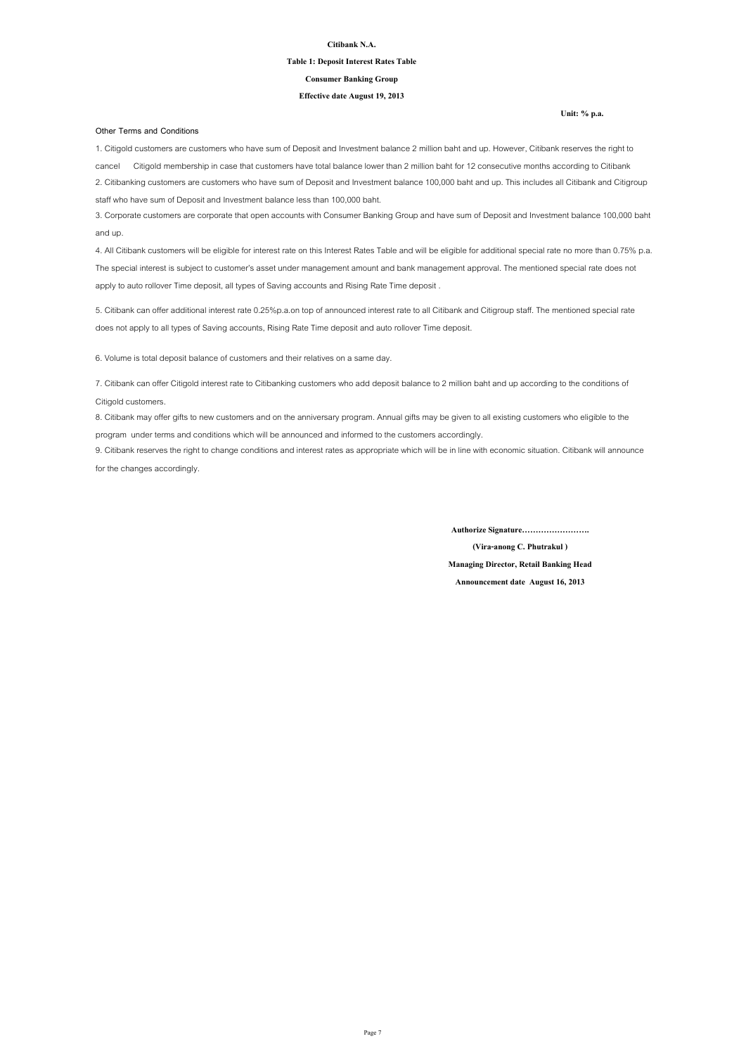**Citibank N.A.**

**Table 1: Deposit Interest Rates Table**

**Consumer Banking Group**

**Effective date August 19, 2013**

**Unit: % p.a.**

Other Terms and Conditions

1. Citigold customers are customers who have sum of Deposit and Investment balance 2 million baht and up. However, Citibank reserves the right to cancel Citigold membership in case that customers have total balance lower than 2 million baht for 12 consecutive months according to Citibank

2. Citibanking customers are customers who have sum of Deposit and Investment balance 100,000 baht and up. This includes all Citibank and Citigroup staff who have sum of Deposit and Investment balance less than 100,000 baht.

3. Corporate customers are corporate that open accounts with Consumer Banking Group and have sum of Deposit and Investment balance 100,000 baht and up.

4. All Citibank customers will be eligible for interest rate on this Interest Rates Table and will be eligible for additional special rate no more than 0.75% p.a. The special interest is subject to customer's asset under management amount and bank management approval. The mentioned special rate does not apply to auto rollover Time deposit, all types of Saving accounts and Rising Rate Time deposit .

5. Citibank can offer additional interest rate 0.25%p.a.on top of announced interest rate to all Citibank and Citigroup staff. The mentioned special rate does not apply to all types of Saving accounts, Rising Rate Time deposit and auto rollover Time deposit.

6. Volume is total deposit balance of customers and their relatives on a same day.

7. Citibank can offer Citigold interest rate to Citibanking customers who add deposit balance to 2 million baht and up according to the conditions of Citigold customers.

8. Citibank may offer gifts to new customers and on the anniversary program. Annual gifts may be given to all existing customers who eligible to the program under terms and conditions which will be announced and informed to the customers accordingly.

9. Citibank reserves the right to change conditions and interest rates as appropriate which will be in line with economic situation. Citibank will announce for the changes accordingly.

**Authorize Signature……………………..**

**(Vira-anong C. Phutrakul )**

**Managing Director, Retail Banking Head**

**Announcement date August 16, 2013**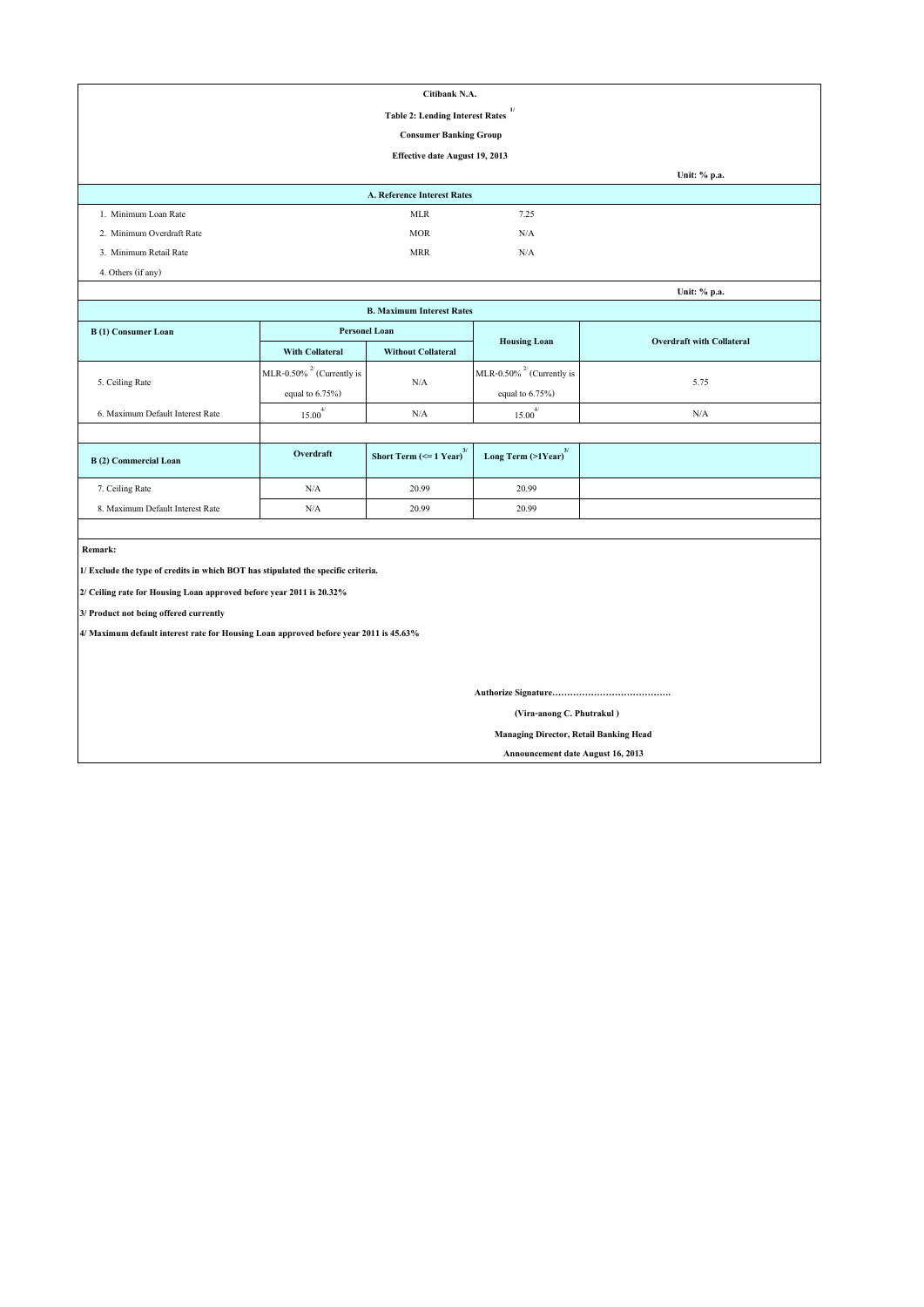**Citibank N.A.**

**Table 2: Lending Interest Rates [1/]**

**Consumer Banking Group**

**Effective date August 19, 2013**

**Unit: % p.a.**

| **A. Reference Interest Rates** | | |
|---|---|---|
| 1. Minimum Loan Rate | MLR | 7.25 |
| 2. Minimum Overdraft Rate | MOR | N/A |
| 3. Minimum Retail Rate | MRR | N/A |
| 4. Others (if any) | | |

**Unit: % p.a.**

**B. Maximum Interest Rates**

| **B (1) Consumer Loan** | **Personel Loan** | | **Housing Loan** | **Overdraft with Collateral** |
|---|---|---|---|---|
| | **With Collateral** | **Without Collateral** | | |
| 5. Ceiling Rate | MLR-0.50% [2/] (Currently is equal to 6.75%) | N/A | MLR-0.50% [2/] (Currently is equal to 6.75%) | 5.75 |
| 6. Maximum Default Interest Rate | 15.00 [4/] | N/A | 15.00 [4/] | N/A |

| **B (2) Commercial Loan** | **Overdraft** | **Short Term (<= 1 Year) [3/]** | **Long Term (>1Year) [3/]** | |
|---|---|---|---|---|
| 7. Ceiling Rate | N/A | 20.99 | 20.99 | |
| 8. Maximum Default Interest Rate | N/A | 20.99 | 20.99 | |

**Remark:**

**1/ Exclude the type of credits in which BOT has stipulated the specific criteria.**

**2/ Ceiling rate for Housing Loan approved before year 2011 is 20.32%**

**3/ Product not being offered currently**

**4/ Maximum default interest rate for Housing Loan approved before year 2011 is 45.63%**

**Authorize Signature………………………………….**

**(Vira-anong C. Phutrakul )**

**Managing Director, Retail Banking Head**

**Announcement date August 16, 2013**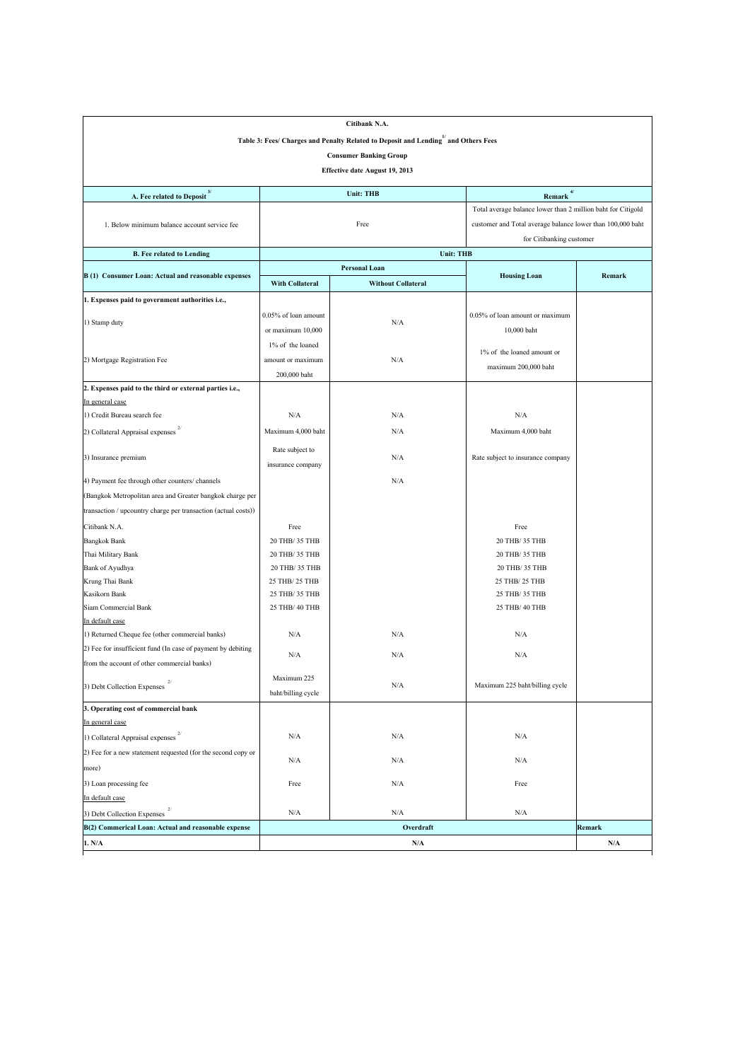**Citibank N.A.**

**Table 3: Fees/ Charges and Penalty Related to Deposit and Lending[1/] and Others Fees**

**Consumer Banking Group**

**Effective date August 19, 2013**

| A. Fee related to Deposit[3/] | Unit: THB | | Remark[4/] | |
|---|---|---|---|---|
| 1. Below minimum balance account service fee | Free | | Total average balance lower than 2 million baht for Citigold customer and Total average balance lower than 100,000 baht for Citibanking customer | |
| **B. Fee related to Lending** | **Unit: THB** | | | |
| **B (1) Consumer Loan: Actual and reasonable expenses** | **Personal Loan** | | **Housing Loan** | **Remark** |
| | **With Collateral** | **Without Collateral** | | |
| **1. Expenses paid to government authorities i.e.,** | | | | |
| 1) Stamp duty | 0.05% of loan amount or maximum 10,000 | N/A | 0.05% of loan amount or maximum 10,000 baht | |
| 2) Mortgage Registration Fee | 1% of the loaned amount or maximum 200,000 baht | N/A | 1% of the loaned amount or maximum 200,000 baht | |
| **2. Expenses paid to the third or external parties i.e.,** | | | | |
| In general case | | | | |
| 1) Credit Bureau search fee | N/A | N/A | N/A | |
| 2) Collateral Appraisal expenses[2/] | Maximum 4,000 baht | N/A | Maximum 4,000 baht | |
| 3) Insurance premium | Rate subject to insurance company | N/A | Rate subject to insurance company | |
| 4) Payment fee through other counters/ channels (Bangkok Metropolitan area and Greater bangkok charge per transaction / upcountry charge per transaction (actual costs)) | | N/A | | |
| Citibank N.A. | Free | | Free | |
| Bangkok Bank | 20 THB/ 35 THB | | 20 THB/ 35 THB | |
| Thai Military Bank | 20 THB/ 35 THB | | 20 THB/ 35 THB | |
| Bank of Ayudhya | 20 THB/ 35 THB | | 20 THB/ 35 THB | |
| Krung Thai Bank | 25 THB/ 25 THB | | 25 THB/ 25 THB | |
| Kasikorn Bank | 25 THB/ 35 THB | | 25 THB/ 35 THB | |
| Siam Commercial Bank | 25 THB/ 40 THB | | 25 THB/ 40 THB | |
| In default case | | | | |
| 1) Returned Cheque fee (other commercial banks) | N/A | N/A | N/A | |
| 2) Fee for insufficient fund (In case of payment by debiting from the account of other commercial banks) | N/A | N/A | N/A | |
| 3) Debt Collection Expenses[2/] | Maximum 225 baht/billing cycle | N/A | Maximum 225 baht/billing cycle | |
| **3. Operating cost of commercial bank** | | | | |
| In general case | | | | |
| 1) Collateral Appraisal expenses[2/] | N/A | N/A | N/A | |
| 2) Fee for a new statement requested (for the second copy or more) | N/A | N/A | N/A | |
| 3) Loan processing fee | Free | N/A | Free | |
| In default case | | | | |
| 3) Debt Collection Expenses[2/] | N/A | N/A | N/A | |
| **B(2) Commerical Loan: Actual and reasonable expense** | **Overdraft** | | | **Remark** |
| **1. N/A** | **N/A** | | | **N/A** |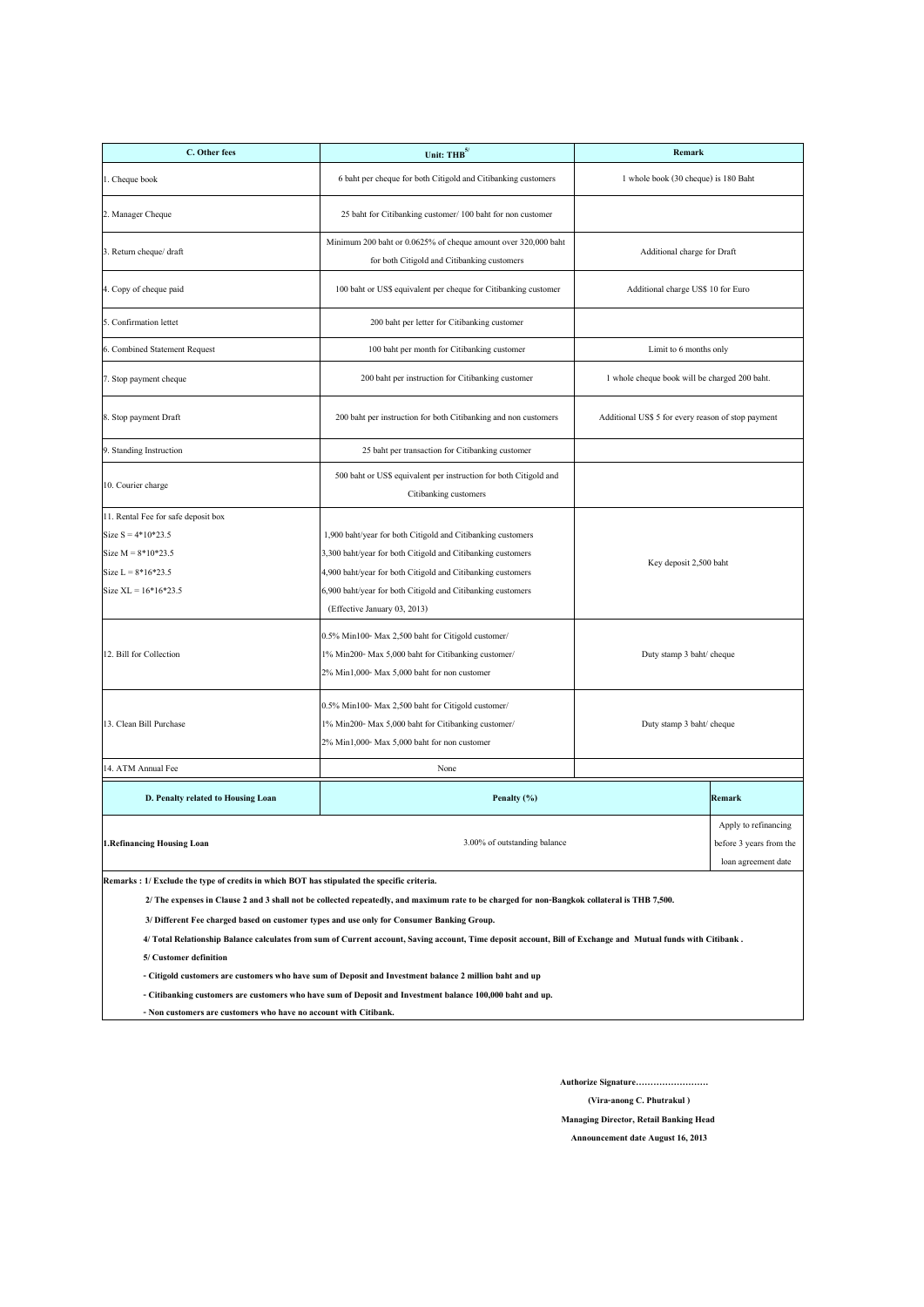| C. Other fees | Unit: THB[5/] | Remark |
|---|---|---|
| 1. Cheque book | 6 baht per cheque for both Citigold and Citibanking customers | 1 whole book (30 cheque) is 180 Baht |
| 2. Manager Cheque | 25 baht for Citibanking customer/ 100 baht for non customer | |
| 3. Return cheque/ draft | Minimum 200 baht or 0.0625% of cheque amount over 320,000 baht for both Citigold and Citibanking customers | Additional charge for Draft |
| 4. Copy of cheque paid | 100 baht or US$ equivalent per cheque for Citibanking customer | Additional charge US$ 10 for Euro |
| 5. Confirmation lettet | 200 baht per letter for Citibanking customer | |
| 6. Combined Statement Request | 100 baht per month for Citibanking customer | Limit to 6 months only |
| 7. Stop payment cheque | 200 baht per instruction for Citibanking customer | 1 whole cheque book will be charged 200 baht. |
| 8. Stop payment Draft | 200 baht per instruction for both Citibanking and non customers | Additional US$ 5 for every reason of stop payment |
| 9. Standing Instruction | 25 baht per transaction for Citibanking customer | |
| 10. Courier charge | 500 baht or US$ equivalent per instruction for both Citigold and Citibanking customers | |
| 11. Rental Fee for safe deposit box<br>Size S = 4*10*23.5<br>Size M = 8*10*23.5<br>Size L = 8*16*23.5<br>Size XL = 16*16*23.5 | 1,900 baht/year for both Citigold and Citibanking customers<br>3,300 baht/year for both Citigold and Citibanking customers<br>4,900 baht/year for both Citigold and Citibanking customers<br>6,900 baht/year for both Citigold and Citibanking customers<br>(Effective January 03, 2013) | Key deposit 2,500 baht |
| 12. Bill for Collection | 0.5% Min100- Max 2,500 baht for Citigold customer/<br>1% Min200- Max 5,000 baht for Citibanking customer/<br>2% Min1,000- Max 5,000 baht for non customer | Duty stamp 3 baht/ cheque |
| 13. Clean Bill Purchase | 0.5% Min100- Max 2,500 baht for Citigold customer/<br>1% Min200- Max 5,000 baht for Citibanking customer/<br>2% Min1,000- Max 5,000 baht for non customer | Duty stamp 3 baht/ cheque |
| 14. ATM Annual Fee | None | |

| D. Penalty related to Housing Loan | Penalty (%) | Remark |
|---|---|---|
| **1.Refinancing Housing Loan** | 3.00% of outstanding balance | Apply to refinancing before 3 years from the loan agreement date |

**Remarks : 1/ Exclude the type of credits in which BOT has stipulated the specific criteria.**

**2/ The expenses in Clause 2 and 3 shall not be collected repeatedly, and maximum rate to be charged for non-Bangkok collateral is THB 7,500.**

**3/ Different Fee charged based on customer types and use only for Consumer Banking Group.**

**4/ Total Relationship Balance calculates from sum of Current account, Saving account, Time deposit account, Bill of Exchange and Mutual funds with Citibank .**

**5/ Customer definition**

**- Citigold customers are customers who have sum of Deposit and Investment balance 2 million baht and up**

**- Citibanking customers are customers who have sum of Deposit and Investment balance 100,000 baht and up.**

**- Non customers are customers who have no account with Citibank.**

**Authorize Signature……………………**

**(Vira-anong C. Phutrakul )**

**Managing Director, Retail Banking Head**

**Announcement date August 16, 2013**